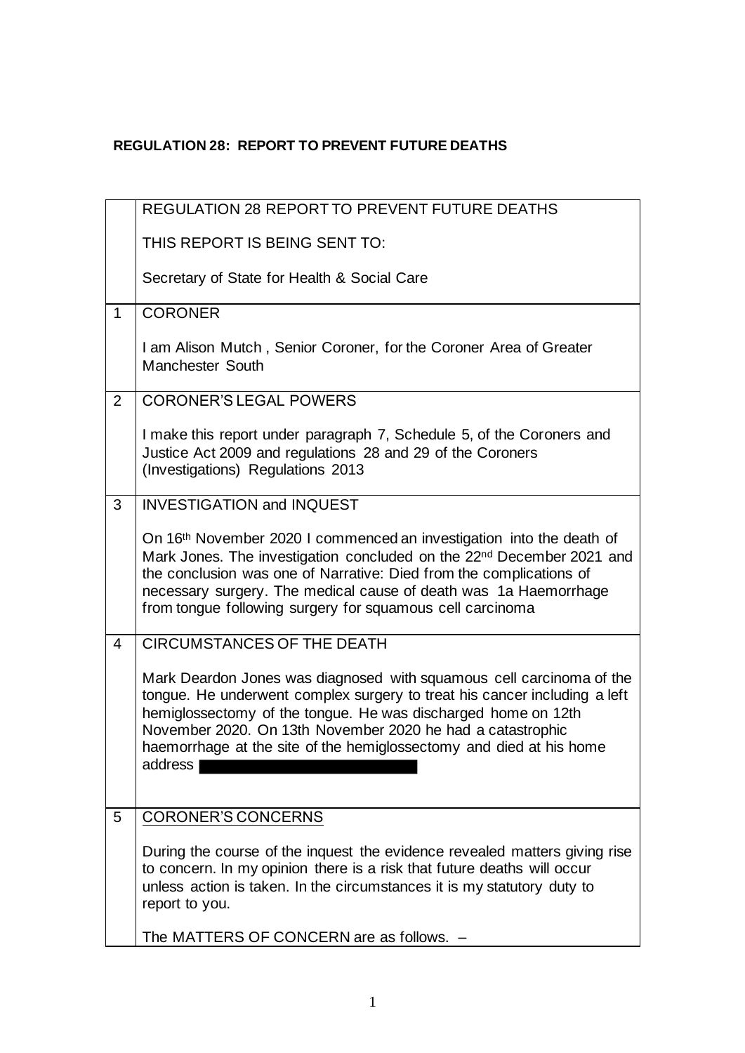**REGULATION 28: REPORT TO PREVENT FUTURE DEATHS**

| | |
|---|---|
| | REGULATION 28 REPORT TO PREVENT FUTURE DEATHS<br><br>THIS REPORT IS BEING SENT TO:<br><br>Secretary of State for Health & Social Care |
| 1 | CORONER<br><br>I am Alison Mutch , Senior Coroner, for the Coroner Area of Greater Manchester South |
| 2 | CORONER'S LEGAL POWERS<br><br>I make this report under paragraph 7, Schedule 5, of the Coroners and Justice Act 2009 and regulations 28 and 29 of the Coroners (Investigations) Regulations 2013 |
| 3 | INVESTIGATION and INQUEST<br><br>On 16th November 2020 I commenced an investigation into the death of Mark Jones. The investigation concluded on the 22nd December 2021 and the conclusion was one of Narrative: Died from the complications of necessary surgery. The medical cause of death was 1a Haemorrhage from tongue following surgery for squamous cell carcinoma |
| 4 | CIRCUMSTANCES OF THE DEATH<br><br>Mark Deardon Jones was diagnosed with squamous cell carcinoma of the tongue. He underwent complex surgery to treat his cancer including a left hemiglossectomy of the tongue. He was discharged home on 12th November 2020. On 13th November 2020 he had a catastrophic haemorrhage at the site of the hemiglossectomy and died at his home address [REDACTED] |
| 5 | CORONER'S CONCERNS<br><br>During the course of the inquest the evidence revealed matters giving rise to concern. In my opinion there is a risk that future deaths will occur unless action is taken. In the circumstances it is my statutory duty to report to you.<br><br>The MATTERS OF CONCERN are as follows. – |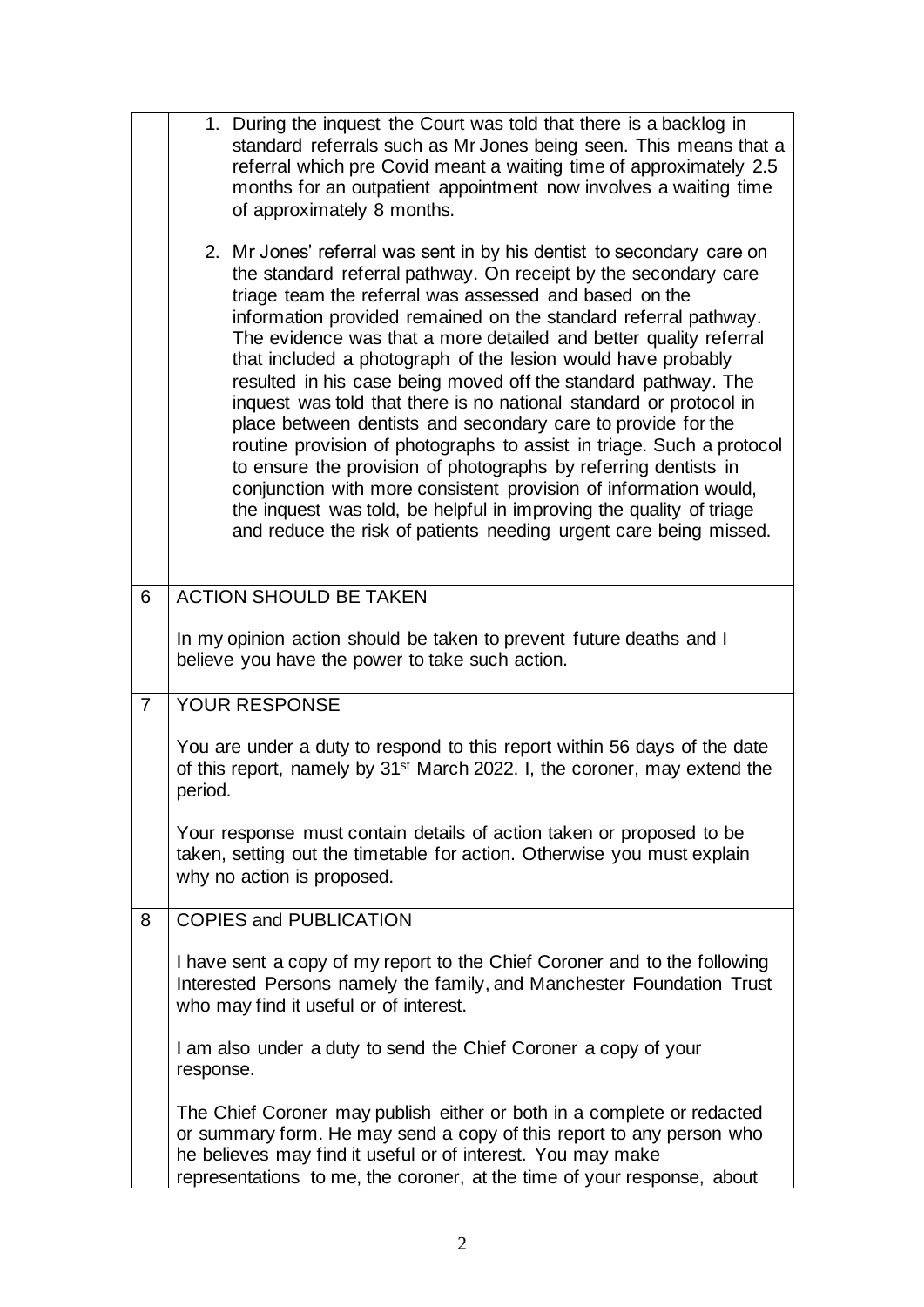1. During the inquest the Court was told that there is a backlog in standard referrals such as Mr Jones being seen. This means that a referral which pre Covid meant a waiting time of approximately 2.5 months for an outpatient appointment now involves a waiting time of approximately 8 months.

2. Mr Jones' referral was sent in by his dentist to secondary care on the standard referral pathway. On receipt by the secondary care triage team the referral was assessed and based on the information provided remained on the standard referral pathway. The evidence was that a more detailed and better quality referral that included a photograph of the lesion would have probably resulted in his case being moved off the standard pathway. The inquest was told that there is no national standard or protocol in place between dentists and secondary care to provide for the routine provision of photographs to assist in triage. Such a protocol to ensure the provision of photographs by referring dentists in conjunction with more consistent provision of information would, the inquest was told, be helpful in improving the quality of triage and reduce the risk of patients needing urgent care being missed.

## 6 ACTION SHOULD BE TAKEN

In my opinion action should be taken to prevent future deaths and I believe you have the power to take such action.

## 7 YOUR RESPONSE

You are under a duty to respond to this report within 56 days of the date of this report, namely by 31st March 2022. I, the coroner, may extend the period.

Your response must contain details of action taken or proposed to be taken, setting out the timetable for action. Otherwise you must explain why no action is proposed.

## 8 COPIES and PUBLICATION

I have sent a copy of my report to the Chief Coroner and to the following Interested Persons namely the family, and Manchester Foundation Trust who may find it useful or of interest.

I am also under a duty to send the Chief Coroner a copy of your response.

The Chief Coroner may publish either or both in a complete or redacted or summary form. He may send a copy of this report to any person who he believes may find it useful or of interest. You may make representations to me, the coroner, at the time of your response, about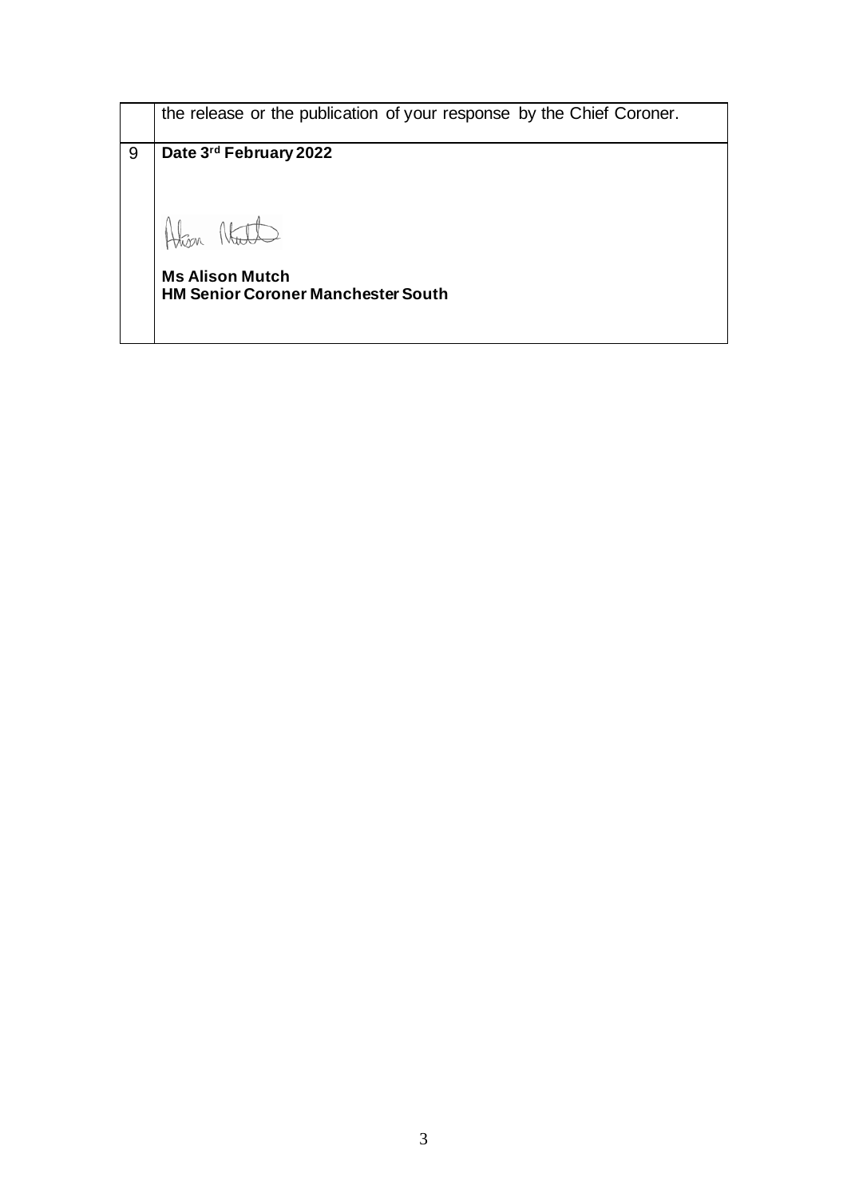| | |
|---|---|
| | the release or the publication of your response by the Chief Coroner. |
| 9 | **Date 3rd February 2022**<br><br>Alison Mutch<br><br>**Ms Alison Mutch**<br>**HM Senior Coroner Manchester South** |